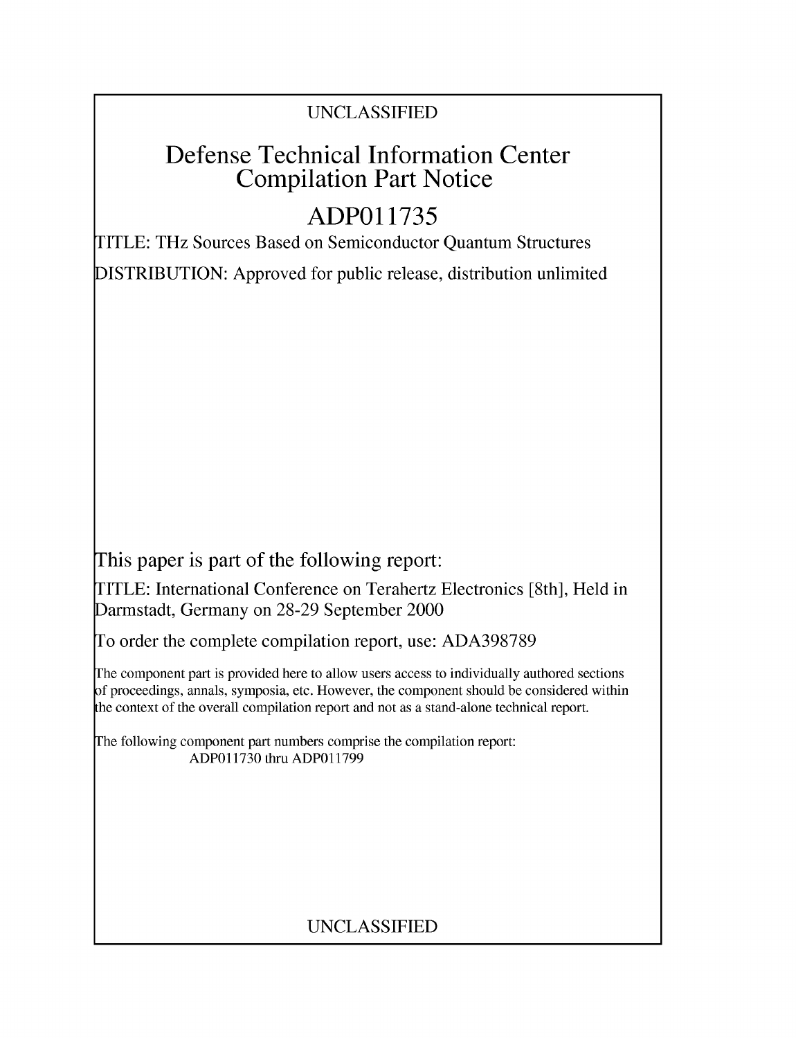UNCLASSIFIED

# Defense Technical Information Center Compilation Part Notice

# ADP011735

TITLE: THz Sources Based on Semiconductor Quantum Structures

DISTRIBUTION: Approved for public release, distribution unlimited

This paper is part of the following report:

TITLE: International Conference on Terahertz Electronics [8th], Held in Darmstadt, Germany on 28-29 September 2000

To order the complete compilation report, use: ADA398789

The component part is provided here to allow users access to individually authored sections of proceedings, annals, symposia, etc. However, the component should be considered within the context of the overall compilation report and not as a stand-alone technical report.

The following component part numbers comprise the compilation report:
ADP011730 thru ADP011799

UNCLASSIFIED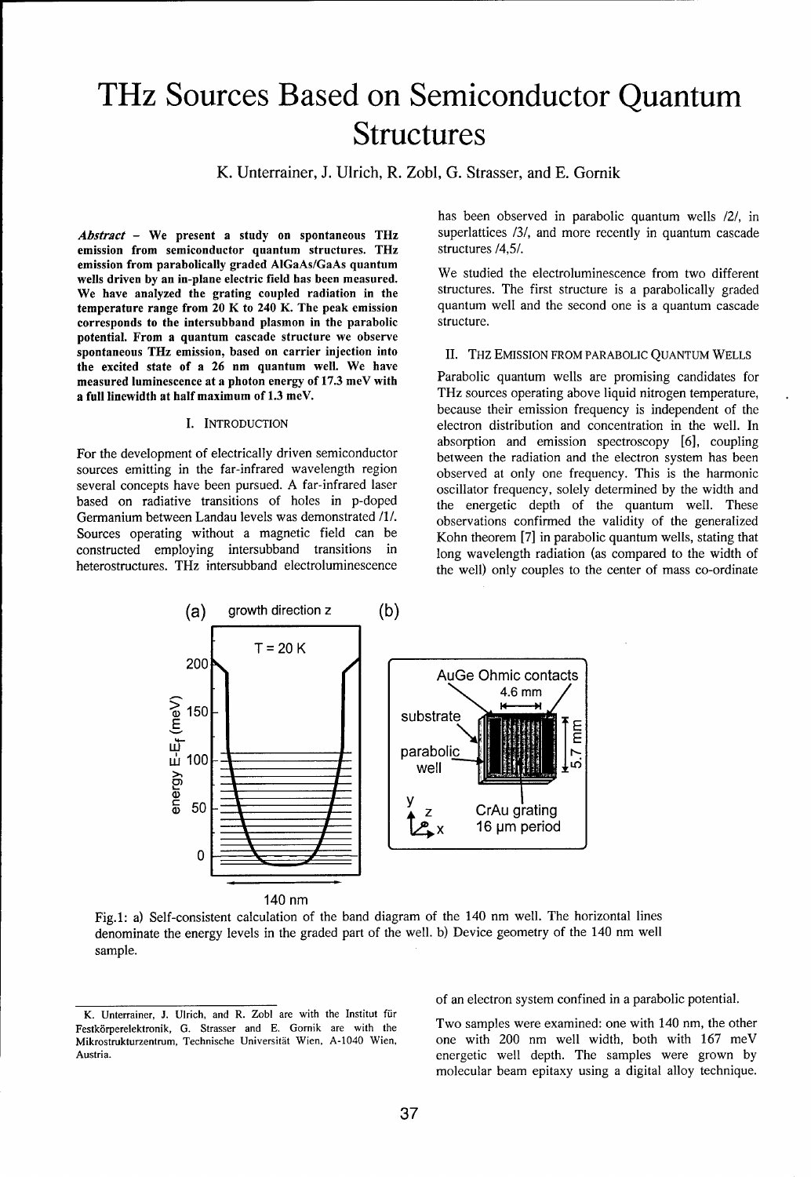# THz Sources Based on Semiconductor Quantum Structures

K. Unterrainer, J. Ulrich, R. Zobl, G. Strasser, and E. Gornik

***Abstract* – We present a study on spontaneous THz emission from semiconductor quantum structures. THz emission from parabolically graded AlGaAs/GaAs quantum wells driven by an in-plane electric field has been measured. We have analyzed the grating coupled radiation in the temperature range from 20 K to 240 K. The peak emission corresponds to the intersubband plasmon in the parabolic potential. From a quantum cascade structure we observe spontaneous THz emission, based on carrier injection into the excited state of a 26 nm quantum well. We have measured luminescence at a photon energy of 17.3 meV with a full linewidth at half maximum of 1.3 meV.**

## I. Introduction

For the development of electrically driven semiconductor sources emitting in the far-infrared wavelength region several concepts have been pursued. A far-infrared laser based on radiative transitions of holes in p-doped Germanium between Landau levels was demonstrated /1/. Sources operating without a magnetic field can be constructed employing intersubband transitions in heterostructures. THz intersubband electroluminescence has been observed in parabolic quantum wells /2/, in superlattices /3/, and more recently in quantum cascade structures /4,5/.

We studied the electroluminescence from two different structures. The first structure is a parabolically graded quantum well and the second one is a quantum cascade structure.

## II. THz Emission from Parabolic Quantum Wells

Parabolic quantum wells are promising candidates for THz sources operating above liquid nitrogen temperature, because their emission frequency is independent of the electron distribution and concentration in the well. In absorption and emission spectroscopy [6], coupling between the radiation and the electron system has been observed at only one frequency. This is the harmonic oscillator frequency, solely determined by the width and the energetic depth of the quantum well. These observations confirmed the validity of the generalized Kohn theorem [7] in parabolic quantum wells, stating that long wavelength radiation (as compared to the width of the well) only couples to the center of mass co-ordinate of an electron system confined in a parabolic potential.

Fig.1: a) Self-consistent calculation of the band diagram of the 140 nm well. The horizontal lines denominate the energy levels in the graded part of the well. b) Device geometry of the 140 nm well sample.

Two samples were examined: one with 140 nm, the other one with 200 nm well width, both with 167 meV energetic well depth. The samples were grown by molecular beam epitaxy using a digital alloy technique.

K. Unterrainer, J. Ulrich, and R. Zobl are with the Institut für Festkörperelektronik, G. Strasser and E. Gornik are with the Mikrostrukturzentrum, Technische Universität Wien, A-1040 Wien, Austria.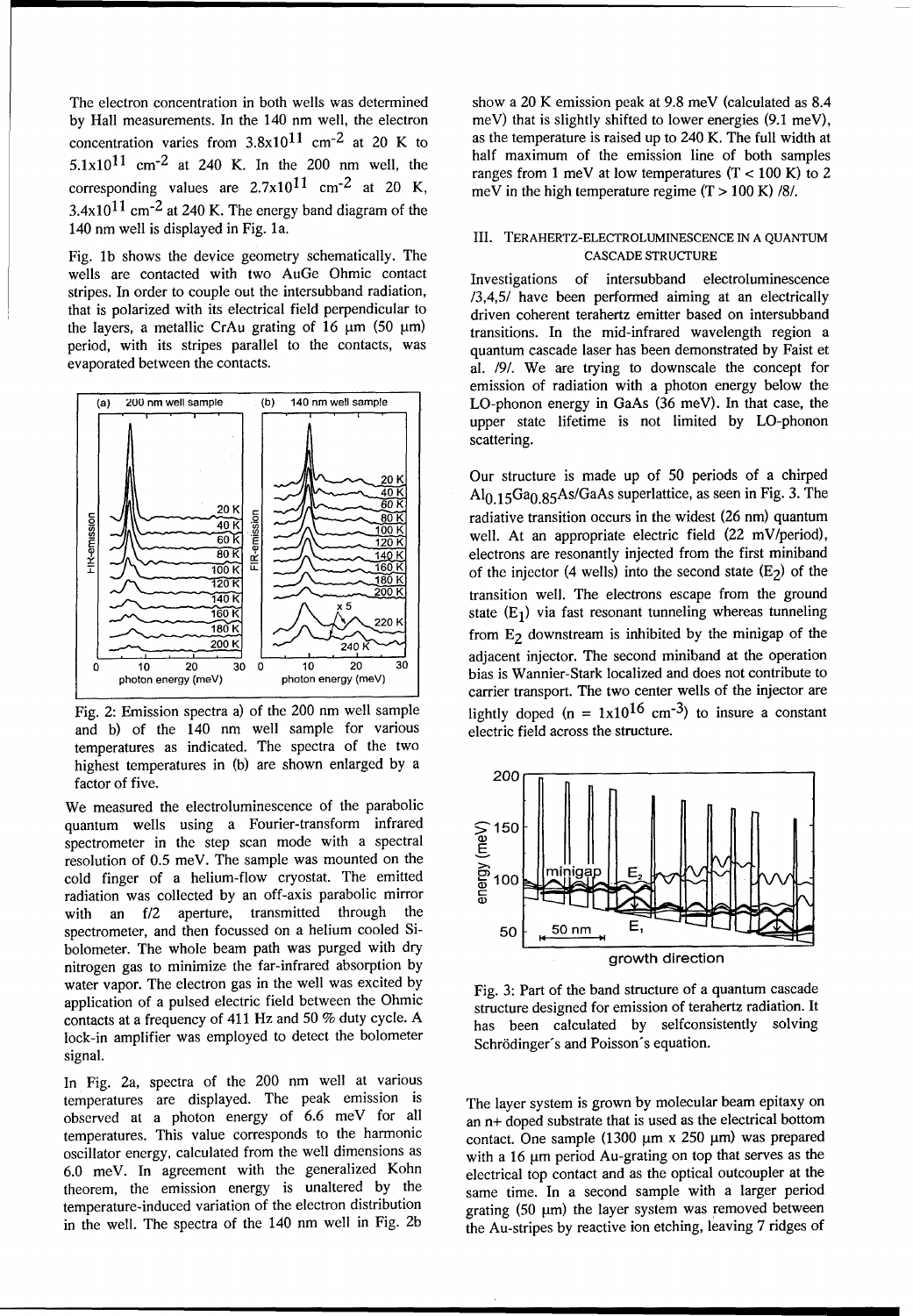The electron concentration in both wells was determined by Hall measurements. In the 140 nm well, the electron concentration varies from $3.8 \times 10^{11}$ cm$^{-2}$ at 20 K to $5.1 \times 10^{11}$ cm$^{-2}$ at 240 K. In the 200 nm well, the corresponding values are $2.7 \times 10^{11}$ cm$^{-2}$ at 20 K, $3.4 \times 10^{11}$ cm$^{-2}$ at 240 K. The energy band diagram of the 140 nm well is displayed in Fig. 1a.

Fig. 1b shows the device geometry schematically. The wells are contacted with two AuGe Ohmic contact stripes. In order to couple out the intersubband radiation, that is polarized with its electrical field perpendicular to the layers, a metallic CrAu grating of 16 µm (50 µm) period, with its stripes parallel to the contacts, was evaporated between the contacts.

Fig. 2: Emission spectra a) of the 200 nm well sample and b) of the 140 nm well sample for various temperatures as indicated. The spectra of the two highest temperatures in (b) are shown enlarged by a factor of five.

We measured the electroluminescence of the parabolic quantum wells using a Fourier-transform infrared spectrometer in the step scan mode with a spectral resolution of 0.5 meV. The sample was mounted on the cold finger of a helium-flow cryostat. The emitted radiation was collected by an off-axis parabolic mirror with an f/2 aperture, transmitted through the spectrometer, and then focussed on a helium cooled Si-bolometer. The whole beam path was purged with dry nitrogen gas to minimize the far-infrared absorption by water vapor. The electron gas in the well was excited by application of a pulsed electric field between the Ohmic contacts at a frequency of 411 Hz and 50 % duty cycle. A lock-in amplifier was employed to detect the bolometer signal.

In Fig. 2a, spectra of the 200 nm well at various temperatures are displayed. The peak emission is observed at a photon energy of 6.6 meV for all temperatures. This value corresponds to the harmonic oscillator energy, calculated from the well dimensions as 6.0 meV. In agreement with the generalized Kohn theorem, the emission energy is unaltered by the temperature-induced variation of the electron distribution in the well. The spectra of the 140 nm well in Fig. 2b show a 20 K emission peak at 9.8 meV (calculated as 8.4 meV) that is slightly shifted to lower energies (9.1 meV), as the temperature is raised up to 240 K. The full width at half maximum of the emission line of both samples ranges from 1 meV at low temperatures (T < 100 K) to 2 meV in the high temperature regime (T > 100 K) /8/.

## III. Terahertz-Electroluminescence in a Quantum Cascade Structure

Investigations of intersubband electroluminescence /3,4,5/ have been performed aiming at an electrically driven coherent terahertz emitter based on intersubband transitions. In the mid-infrared wavelength region a quantum cascade laser has been demonstrated by Faist et al. /9/. We are trying to downscale the concept for emission of radiation with a photon energy below the LO-phonon energy in GaAs (36 meV). In that case, the upper state lifetime is not limited by LO-phonon scattering.

Our structure is made up of 50 periods of a chirped $Al_{0.15}Ga_{0.85}As$/GaAs superlattice, as seen in Fig. 3. The radiative transition occurs in the widest (26 nm) quantum well. At an appropriate electric field (22 mV/period), electrons are resonantly injected from the first miniband of the injector (4 wells) into the second state ($E_2$) of the transition well. The electrons escape from the ground state ($E_1$) via fast resonant tunneling whereas tunneling from $E_2$ downstream is inhibited by the minigap of the adjacent injector. The second miniband at the operation bias is Wannier-Stark localized and does not contribute to carrier transport. The two center wells of the injector are lightly doped ($n = 1 \times 10^{16}$ cm$^{-3}$) to insure a constant electric field across the structure.

Fig. 3: Part of the band structure of a quantum cascade structure designed for emission of terahertz radiation. It has been calculated by selfconsistently solving Schrödinger´s and Poisson´s equation.

The layer system is grown by molecular beam epitaxy on an n+ doped substrate that is used as the electrical bottom contact. One sample (1300 µm x 250 µm) was prepared with a 16 µm period Au-grating on top that serves as the electrical top contact and as the optical outcoupler at the same time. In a second sample with a larger period grating (50 µm) the layer system was removed between the Au-stripes by reactive ion etching, leaving 7 ridges of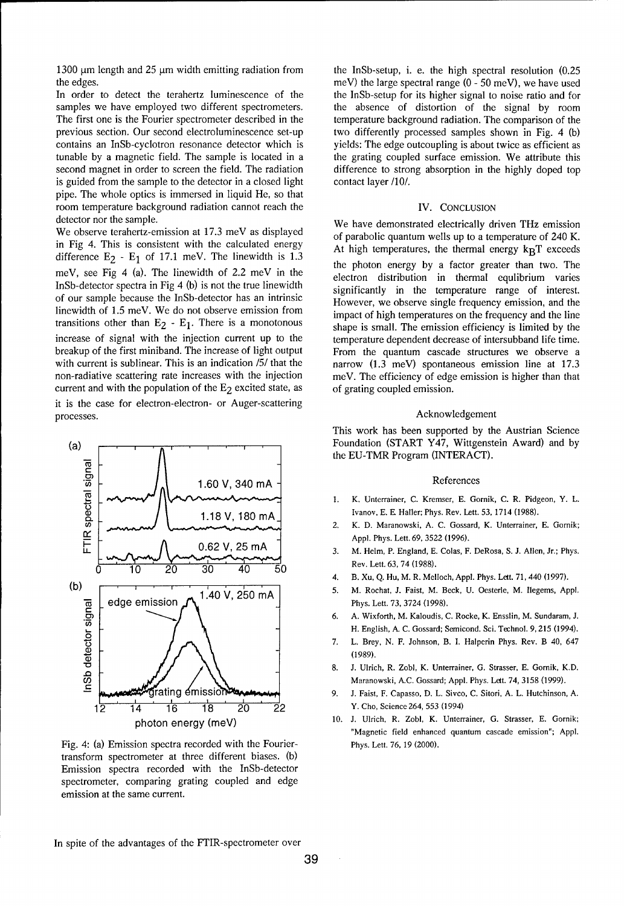1300 μm length and 25 μm width emitting radiation from the edges.

In order to detect the terahertz luminescence of the samples we have employed two different spectrometers. The first one is the Fourier spectrometer described in the previous section. Our second electroluminescence set-up contains an InSb-cyclotron resonance detector which is tunable by a magnetic field. The sample is located in a second magnet in order to screen the field. The radiation is guided from the sample to the detector in a closed light pipe. The whole optics is immersed in liquid He, so that room temperature background radiation cannot reach the detector nor the sample.

We observe terahertz-emission at 17.3 meV as displayed in Fig 4. This is consistent with the calculated energy difference $E_2$ - $E_1$ of 17.1 meV. The linewidth is 1.3 meV, see Fig 4 (a). The linewidth of 2.2 meV in the InSb-detector spectra in Fig 4 (b) is not the true linewidth of our sample because the InSb-detector has an intrinsic linewidth of 1.5 meV. We do not observe emission from transitions other than $E_2$ - $E_1$. There is a monotonous increase of signal with the injection current up to the breakup of the first miniband. The increase of light output with current is sublinear. This is an indication /5/ that the non-radiative scattering rate increases with the injection current and with the population of the $E_2$ excited state, as it is the case for electron-electron- or Auger-scattering processes.

(a)
FTIR spectral signal
1.60 V, 340 mA
1.18 V, 180 mA
0.62 V, 25 mA
0 10 20 30 40 50

(b)
InSb detector signal
edge emission
1.40 V, 250 mA
grating emission
12 14 16 18 20 22
photon energy (meV)

Fig. 4: (a) Emission spectra recorded with the Fourier-transform spectrometer at three different biases. (b) Emission spectra recorded with the InSb-detector spectrometer, comparing grating coupled and edge emission at the same current.

In spite of the advantages of the FTIR-spectrometer over the InSb-setup, i. e. the high spectral resolution (0.25 meV) the large spectral range (0 - 50 meV), we have used the InSb-setup for its higher signal to noise ratio and for the absence of distortion of the signal by room temperature background radiation. The comparison of the two differently processed samples shown in Fig. 4 (b) yields: The edge outcoupling is about twice as efficient as the grating coupled surface emission. We attribute this difference to strong absorption in the highly doped top contact layer /10/.

## IV. CONCLUSION

We have demonstrated electrically driven THz emission of parabolic quantum wells up to a temperature of 240 K. At high temperatures, the thermal energy $k_BT$ exceeds the photon energy by a factor greater than two. The electron distribution in thermal equlibrium varies significantly in the temperature range of interest. However, we observe single frequency emission, and the impact of high temperatures on the frequency and the line shape is small. The emission efficiency is limited by the temperature dependent decrease of intersubband life time. From the quantum cascade structures we observe a narrow (1.3 meV) spontaneous emission line at 17.3 meV. The efficiency of edge emission is higher than that of grating coupled emission.

### Acknowledgement

This work has been supported by the Austrian Science Foundation (START Y47, Wittgenstein Award) and by the EU-TMR Program (INTERACT).

### References

1. K. Unterrainer, C. Kremser, E. Gornik, C. R. Pidgeon, Y. L. Ivanov, E. E. Haller; Phys. Rev. Lett. 53, 1714 (1988).
2. K. D. Maranowski, A. C. Gossard, K. Unterrainer, E. Gornik; Appl. Phys. Lett. 69, 3522 (1996).
3. M. Helm, P. England, E. Colas, F. DeRosa, S. J. Allen, Jr.; Phys. Rev. Lett. 63, 74 (1988).
4. B. Xu, Q. Hu, M. R. Melloch, Appl. Phys. Lett. 71, 440 (1997).
5. M. Rochat, J. Faist, M. Beck, U. Oesterle, M. Ilegems, Appl. Phys. Lett. 73, 3724 (1998).
6. A. Wixforth, M. Kaloudis, C. Rocke, K. Ensslin, M. Sundaram, J. H. English, A. C. Gossard; Semicond. Sci. Technol. 9, 215 (1994).
7. L. Brey, N. F. Johnson, B. I. Halperin Phys. Rev. B 40, 647 (1989).
8. J. Ulrich, R. Zobl, K. Unterrainer, G. Strasser, E. Gornik, K.D. Maranowski, A.C. Gossard; Appl. Phys. Lett. 74, 3158 (1999).
9. J. Faist, F. Capasso, D. L. Sivco, C. Sitori, A. L. Hutchinson, A. Y. Cho, Science 264, 553 (1994)
10. J. Ulrich, R. Zobl, K. Unterrainer, G. Strasser, E. Gornik; "Magnetic field enhanced quantum cascade emission"; Appl. Phys. Lett. 76, 19 (2000).